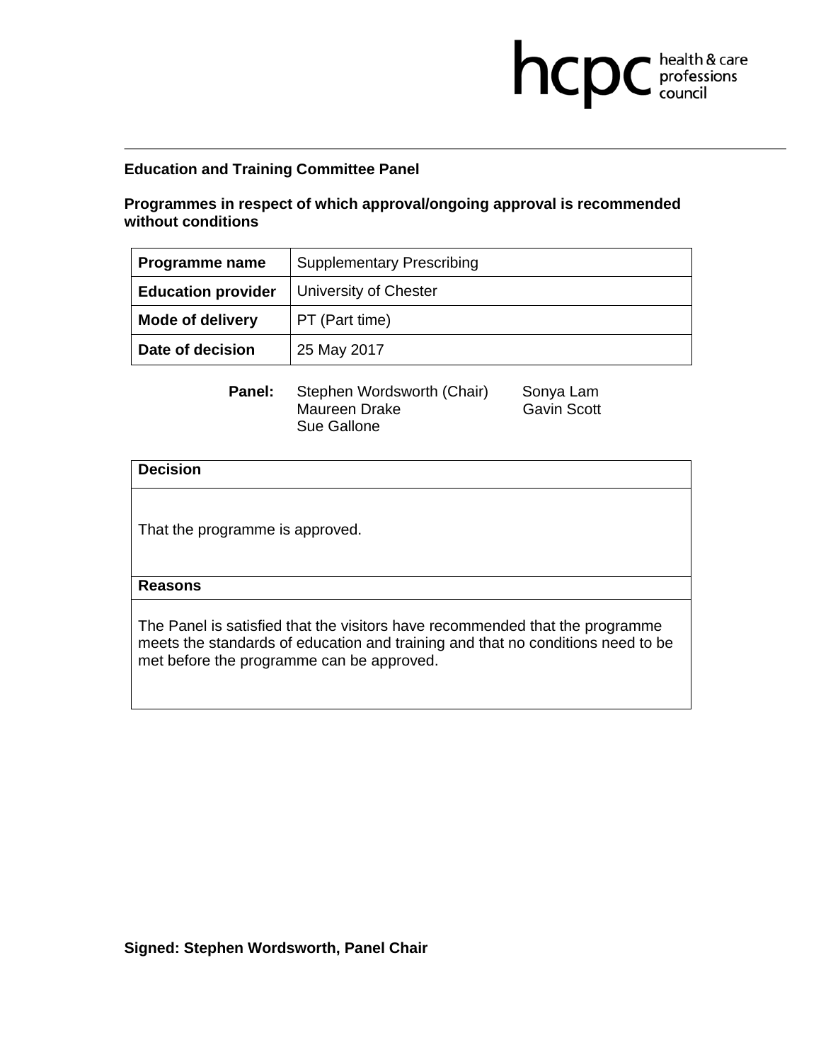hcpc health & care professions council

**Education and Training Committee Panel**

**Programmes in respect of which approval/ongoing approval is recommended without conditions**

| **Programme name** | Supplementary Prescribing |
|---|---|
| **Education provider** | University of Chester |
| **Mode of delivery** | PT (Part time) |
| **Date of decision** | 25 May 2017 |

**Panel:** Stephen Wordsworth (Chair), Sonya Lam, Maureen Drake, Gavin Scott, Sue Gallone

| **Decision** |
|---|
| That the programme is approved. |
| **Reasons** |
| The Panel is satisfied that the visitors have recommended that the programme meets the standards of education and training and that no conditions need to be met before the programme can be approved. |

**Signed: Stephen Wordsworth, Panel Chair**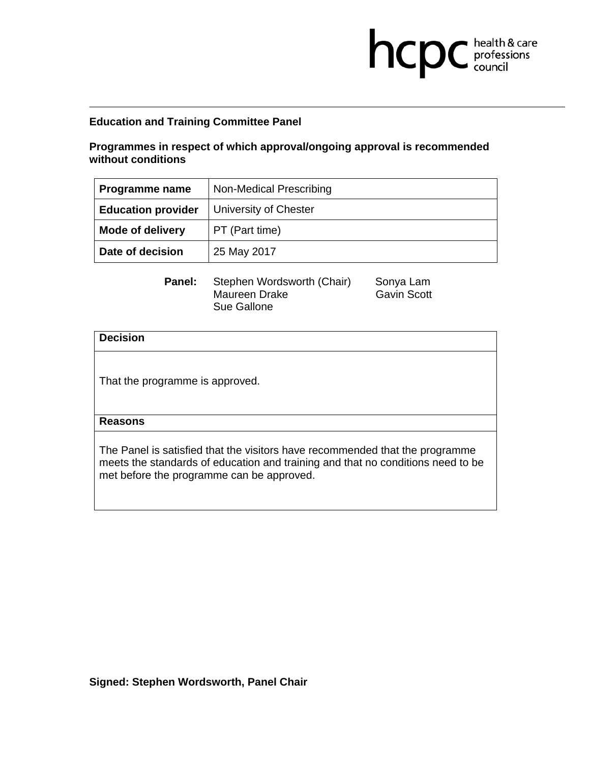**Education and Training Committee Panel**

**Programmes in respect of which approval/ongoing approval is recommended without conditions**

| **Programme name** | Non-Medical Prescribing |
|---|---|
| **Education provider** | University of Chester |
| **Mode of delivery** | PT (Part time) |
| **Date of decision** | 25 May 2017 |

**Panel:** Stephen Wordsworth (Chair), Sonya Lam, Maureen Drake, Gavin Scott, Sue Gallone

| **Decision** |
|---|
| That the programme is approved. |
| **Reasons** |
| The Panel is satisfied that the visitors have recommended that the programme meets the standards of education and training and that no conditions need to be met before the programme can be approved. |

**Signed: Stephen Wordsworth, Panel Chair**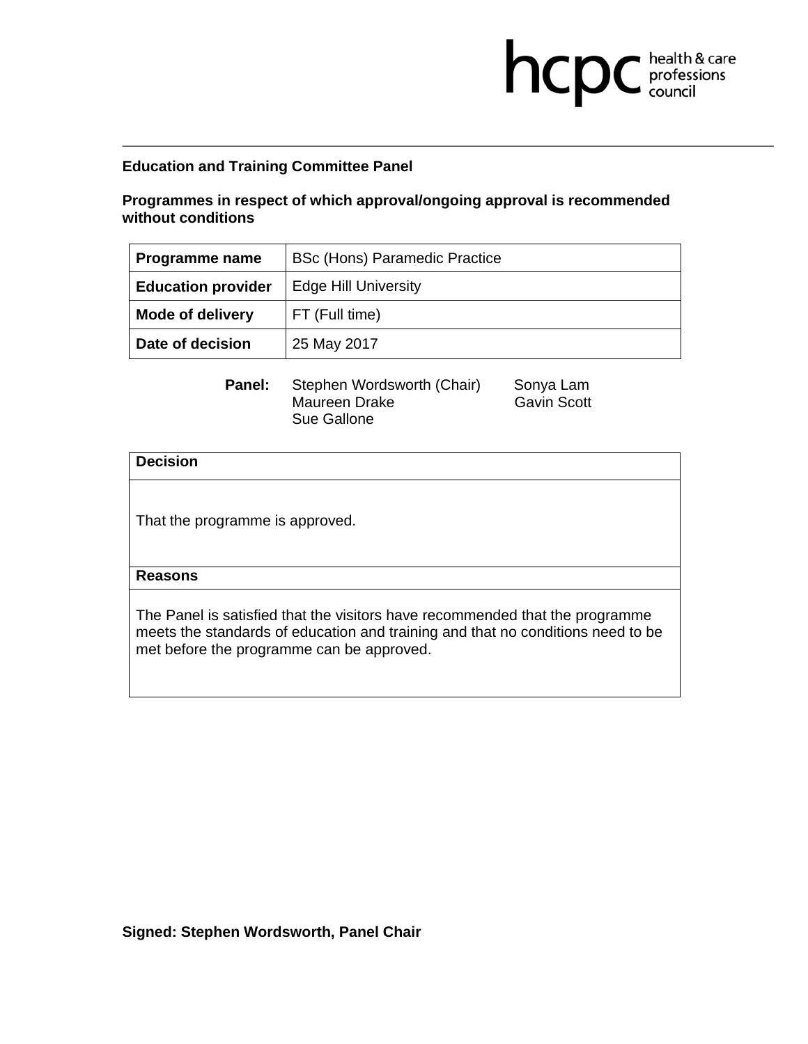**Education and Training Committee Panel**

**Programmes in respect of which approval/ongoing approval is recommended without conditions**

| | |
|---|---|
| **Programme name** | BSc (Hons) Paramedic Practice |
| **Education provider** | Edge Hill University |
| **Mode of delivery** | FT (Full time) |
| **Date of decision** | 25 May 2017 |

**Panel:** Stephen Wordsworth (Chair), Sonya Lam, Maureen Drake, Gavin Scott, Sue Gallone

| **Decision** |
|---|
| That the programme is approved. |
| **Reasons** |
| The Panel is satisfied that the visitors have recommended that the programme meets the standards of education and training and that no conditions need to be met before the programme can be approved. |

**Signed: Stephen Wordsworth, Panel Chair**